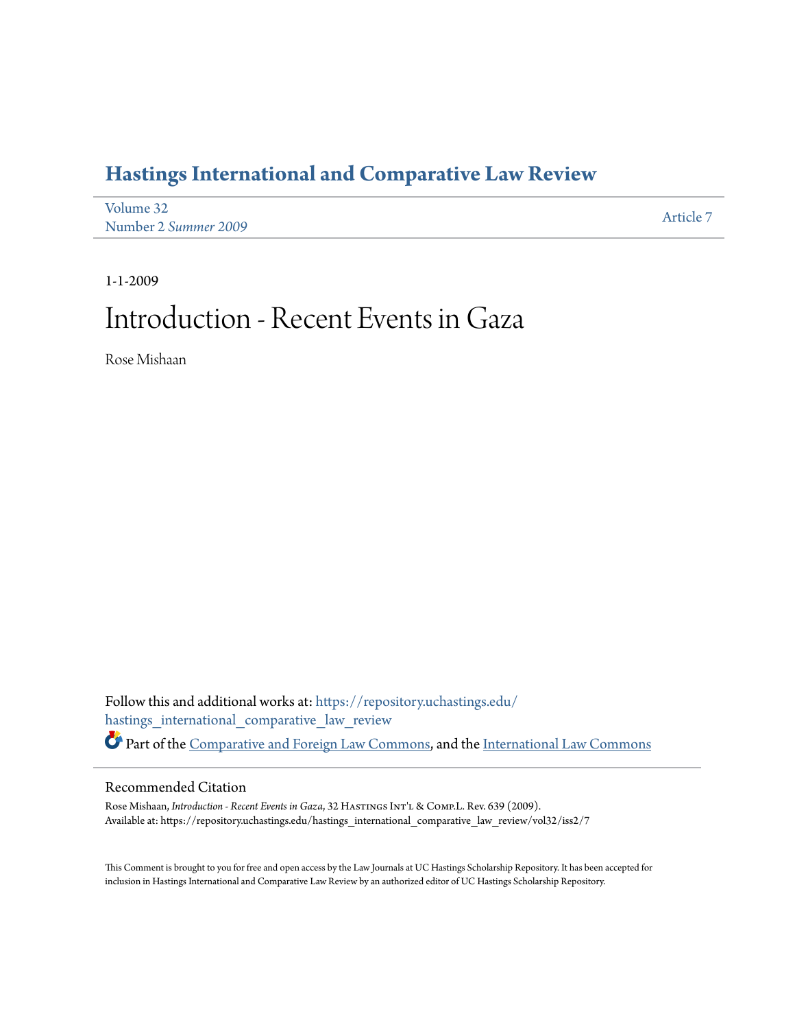# Hastings International and Comparative Law Review

Volume 32
Number 2 *Summer 2009*

Article 7

1-1-2009

# Introduction - Recent Events in Gaza

Rose Mishaan

Follow this and additional works at: https://repository.uchastings.edu/hastings_international_comparative_law_review

Part of the Comparative and Foreign Law Commons, and the International Law Commons

## Recommended Citation

Rose Mishaan, *Introduction - Recent Events in Gaza*, 32 Hastings Int'l & Comp.L. Rev. 639 (2009).
Available at: https://repository.uchastings.edu/hastings_international_comparative_law_review/vol32/iss2/7

This Comment is brought to you for free and open access by the Law Journals at UC Hastings Scholarship Repository. It has been accepted for inclusion in Hastings International and Comparative Law Review by an authorized editor of UC Hastings Scholarship Repository.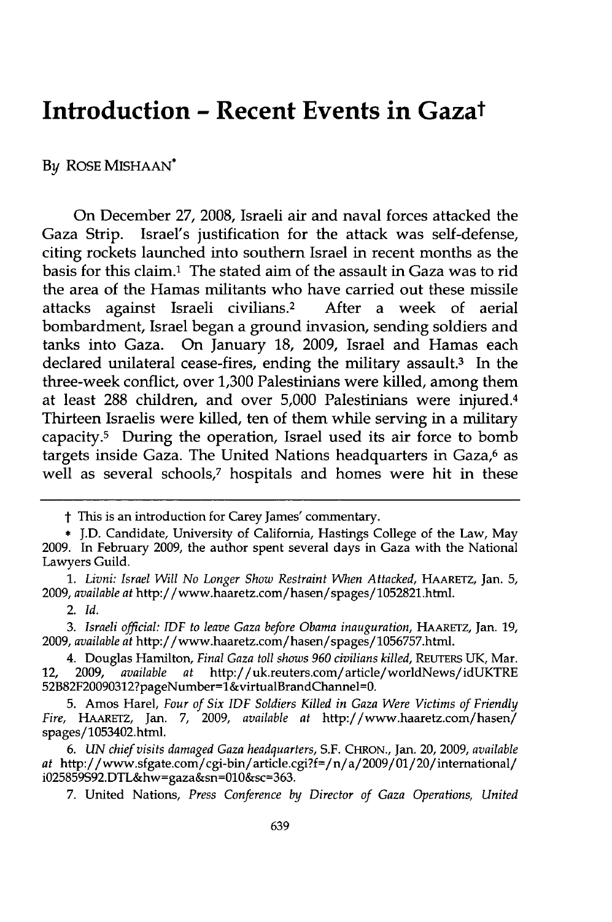# Introduction - Recent Events in Gaza†

By ROSE MISHAAN*

On December 27, 2008, Israeli air and naval forces attacked the Gaza Strip. Israel's justification for the attack was self-defense, citing rockets launched into southern Israel in recent months as the basis for this claim.[1] The stated aim of the assault in Gaza was to rid the area of the Hamas militants who have carried out these missile attacks against Israeli civilians.[2] After a week of aerial bombardment, Israel began a ground invasion, sending soldiers and tanks into Gaza. On January 18, 2009, Israel and Hamas each declared unilateral cease-fires, ending the military assault.[3] In the three-week conflict, over 1,300 Palestinians were killed, among them at least 288 children, and over 5,000 Palestinians were injured.[4] Thirteen Israelis were killed, ten of them while serving in a military capacity.[5] During the operation, Israel used its air force to bomb targets inside Gaza. The United Nations headquarters in Gaza,[6] as well as several schools,[7] hospitals and homes were hit in these

---

† This is an introduction for Carey James' commentary.

\* J.D. Candidate, University of California, Hastings College of the Law, May 2009. In February 2009, the author spent several days in Gaza with the National Lawyers Guild.

1. *Livni: Israel Will No Longer Show Restraint When Attacked*, HAARETZ, Jan. 5, 2009, *available at* http://www.haaretz.com/hasen/spages/1052821.html.

2. *Id.*

3. *Israeli official: IDF to leave Gaza before Obama inauguration*, HAARETZ, Jan. 19, 2009, *available at* http://www.haaretz.com/hasen/spages/1056757.html.

4. Douglas Hamilton, *Final Gaza toll shows 960 civilians killed*, REUTERS UK, Mar. 12, 2009, *available at* http://uk.reuters.com/article/worldNews/idUKTRE52B82F20090312?pageNumber=1&virtualBrandChannel=0.

5. Amos Harel, *Four of Six IDF Soldiers Killed in Gaza Were Victims of Friendly Fire*, HAARETZ, Jan. 7, 2009, *available at* http://www.haaretz.com/hasen/spages/1053402.html.

6. *UN chief visits damaged Gaza headquarters*, S.F. CHRON., Jan. 20, 2009, *available at* http://www.sfgate.com/cgi-bin/article.cgi?f=/n/a/2009/01/20/international/i025859S92.DTL&hw=gaza&sn=010&sc=363.

7. United Nations, *Press Conference by Director of Gaza Operations, United*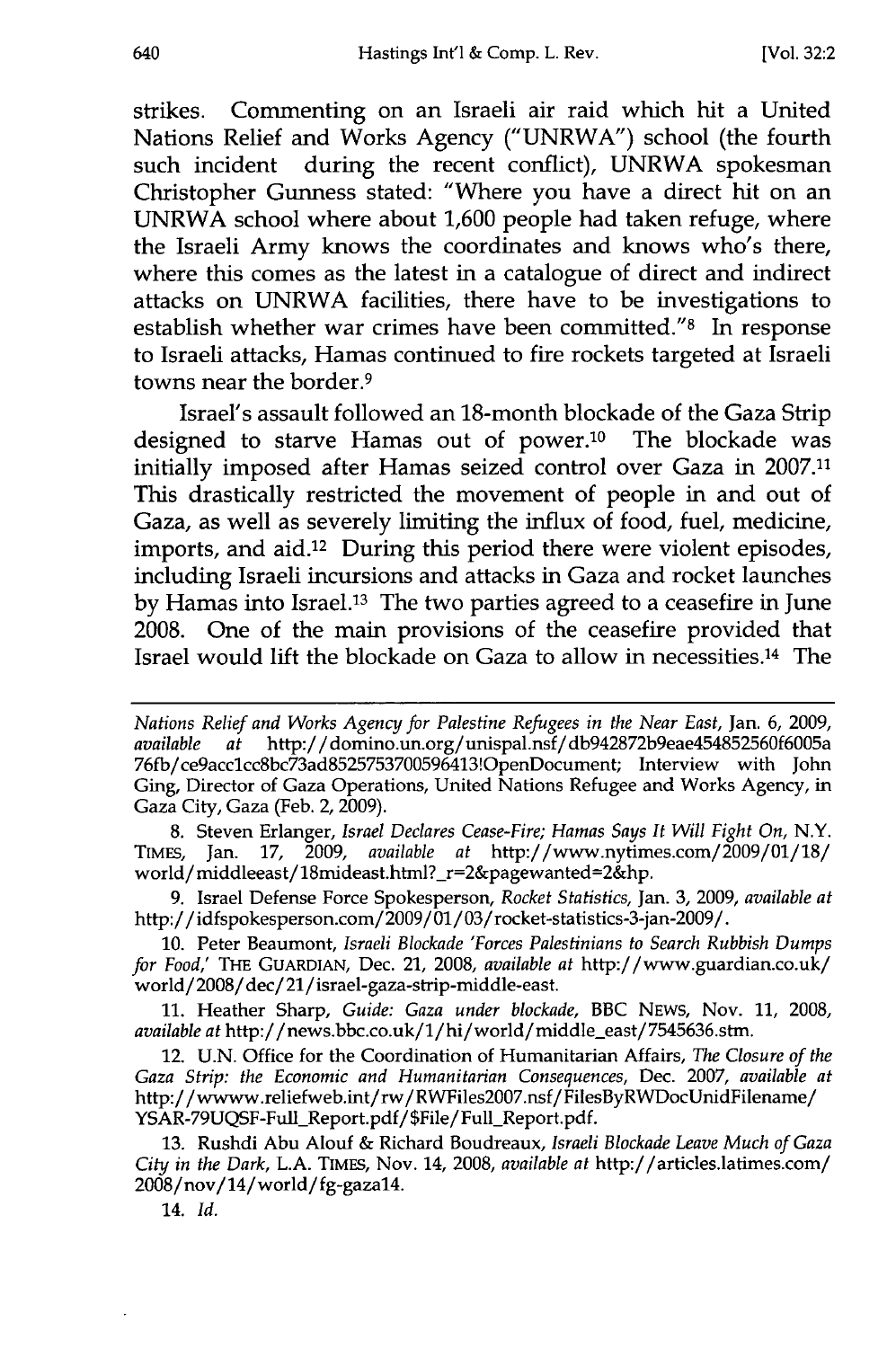strikes. Commenting on an Israeli air raid which hit a United Nations Relief and Works Agency ("UNRWA") school (the fourth such incident during the recent conflict), UNRWA spokesman Christopher Gunness stated: "Where you have a direct hit on an UNRWA school where about 1,600 people had taken refuge, where the Israeli Army knows the coordinates and knows who's there, where this comes as the latest in a catalogue of direct and indirect attacks on UNRWA facilities, there have to be investigations to establish whether war crimes have been committed."[8] In response to Israeli attacks, Hamas continued to fire rockets targeted at Israeli towns near the border.[9]

Israel's assault followed an 18-month blockade of the Gaza Strip designed to starve Hamas out of power.[10] The blockade was initially imposed after Hamas seized control over Gaza in 2007.[11] This drastically restricted the movement of people in and out of Gaza, as well as severely limiting the influx of food, fuel, medicine, imports, and aid.[12] During this period there were violent episodes, including Israeli incursions and attacks in Gaza and rocket launches by Hamas into Israel.[13] The two parties agreed to a ceasefire in June 2008. One of the main provisions of the ceasefire provided that Israel would lift the blockade on Gaza to allow in necessities.[14] The

---

*Nations Relief and Works Agency for Palestine Refugees in the Near East*, Jan. 6, 2009, *available at* http://domino.un.org/unispal.nsf/db942872b9eae454852560f6005a76fb/ce9acc1cc8bc73ad85257537005964131OpenDocument; Interview with John Ging, Director of Gaza Operations, United Nations Refugee and Works Agency, in Gaza City, Gaza (Feb. 2, 2009).

8. Steven Erlanger, *Israel Declares Cease-Fire; Hamas Says It Will Fight On*, N.Y. TIMES, Jan. 17, 2009, *available at* http://www.nytimes.com/2009/01/18/world/middleeast/18mideast.html?_r=2&pagewanted=2&hp.

9. Israel Defense Force Spokesperson, *Rocket Statistics*, Jan. 3, 2009, *available at* http://idfspokesperson.com/2009/01/03/rocket-statistics-3-jan-2009/.

10. Peter Beaumont, *Israeli Blockade 'Forces Palestinians to Search Rubbish Dumps for Food,'* THE GUARDIAN, Dec. 21, 2008, *available at* http://www.guardian.co.uk/world/2008/dec/21/israel-gaza-strip-middle-east.

11. Heather Sharp, *Guide: Gaza under blockade*, BBC NEWS, Nov. 11, 2008, *available at* http://news.bbc.co.uk/1/hi/world/middle_east/7545636.stm.

12. U.N. Office for the Coordination of Humanitarian Affairs, *The Closure of the Gaza Strip: the Economic and Humanitarian Consequences*, Dec. 2007, *available at* http://wwww.reliefweb.int/rw/RWFiles2007.nsf/FilesByRWDocUnidFilename/YSAR-79UQSF-Full_Report.pdf/$File/Full_Report.pdf.

13. Rushdi Abu Alouf & Richard Boudreaux, *Israeli Blockade Leave Much of Gaza City in the Dark*, L.A. TIMES, Nov. 14, 2008, *available at* http://articles.latimes.com/2008/nov/14/world/fg-gaza14.

14. *Id.*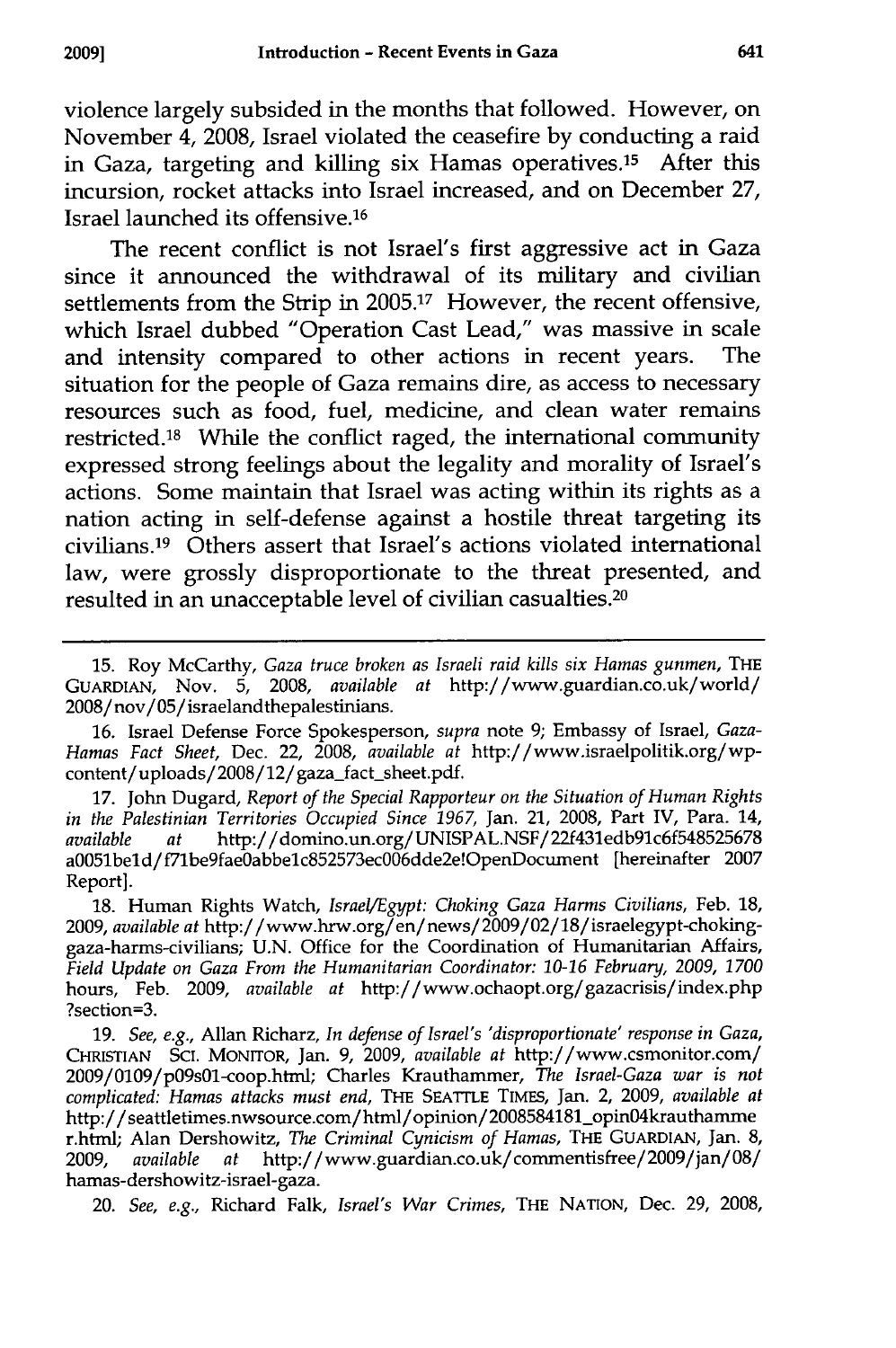violence largely subsided in the months that followed. However, on November 4, 2008, Israel violated the ceasefire by conducting a raid in Gaza, targeting and killing six Hamas operatives.[15] After this incursion, rocket attacks into Israel increased, and on December 27, Israel launched its offensive.[16]

The recent conflict is not Israel's first aggressive act in Gaza since it announced the withdrawal of its military and civilian settlements from the Strip in 2005.[17] However, the recent offensive, which Israel dubbed "Operation Cast Lead," was massive in scale and intensity compared to other actions in recent years. The situation for the people of Gaza remains dire, as access to necessary resources such as food, fuel, medicine, and clean water remains restricted.[18] While the conflict raged, the international community expressed strong feelings about the legality and morality of Israel's actions. Some maintain that Israel was acting within its rights as a nation acting in self-defense against a hostile threat targeting its civilians.[19] Others assert that Israel's actions violated international law, were grossly disproportionate to the threat presented, and resulted in an unacceptable level of civilian casualties.[20]

---

15. Roy McCarthy, *Gaza truce broken as Israeli raid kills six Hamas gunmen*, THE GUARDIAN, Nov. 5, 2008, *available at* http://www.guardian.co.uk/world/2008/nov/05/israelandthepalestinians.

16. Israel Defense Force Spokesperson, *supra* note 9; Embassy of Israel, *Gaza-Hamas Fact Sheet*, Dec. 22, 2008, *available at* http://www.israelpolitik.org/wp-content/uploads/2008/12/gaza_fact_sheet.pdf.

17. John Dugard, *Report of the Special Rapporteur on the Situation of Human Rights in the Palestinian Territories Occupied Since 1967*, Jan. 21, 2008, Part IV, Para. 14, *available at* http://domino.un.org/UNISPAL.NSF/22f431edb91c6f548525678a0051be1d/f71be9fae0abbe1c852573ec006dde2e!OpenDocument [hereinafter 2007 Report].

18. Human Rights Watch, *Israel/Egypt: Choking Gaza Harms Civilians*, Feb. 18, 2009, *available at* http://www.hrw.org/en/news/2009/02/18/israelegypt-choking-gaza-harms-civilians; U.N. Office for the Coordination of Humanitarian Affairs, *Field Update on Gaza From the Humanitarian Coordinator: 10-16 February, 2009, 1700 hours*, Feb. 2009, *available at* http://www.ochaopt.org/gazacrisis/index.php?section=3.

19. *See, e.g.*, Allan Richarz, *In defense of Israel's 'disproportionate' response in Gaza*, CHRISTIAN SCI. MONITOR, Jan. 9, 2009, *available at* http://www.csmonitor.com/2009/0109/p09s01-coop.html; Charles Krauthammer, *The Israel-Gaza war is not complicated: Hamas attacks must end*, THE SEATTLE TIMES, Jan. 2, 2009, *available at* http://seattletimes.nwsource.com/html/opinion/2008584181_opin04krauthammer.html; Alan Dershowitz, *The Criminal Cynicism of Hamas*, THE GUARDIAN, Jan. 8, 2009, *available at* http://www.guardian.co.uk/commentisfree/2009/jan/08/hamas-dershowitz-israel-gaza.

20. *See, e.g.*, Richard Falk, *Israel's War Crimes*, THE NATION, Dec. 29, 2008,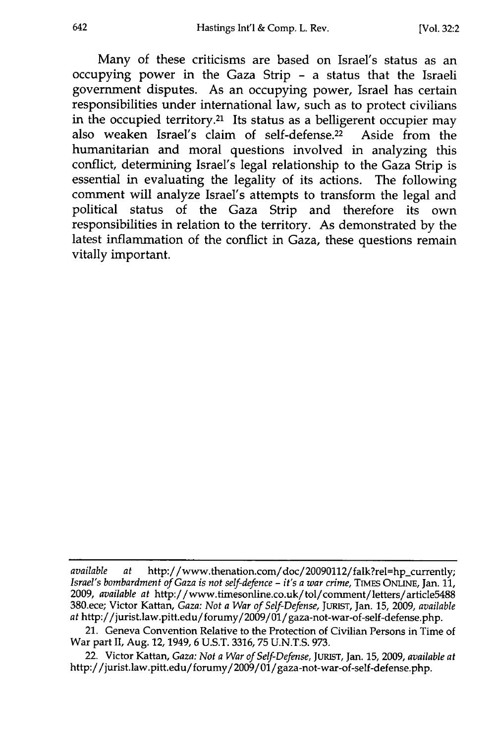Many of these criticisms are based on Israel's status as an occupying power in the Gaza Strip - a status that the Israeli government disputes. As an occupying power, Israel has certain responsibilities under international law, such as to protect civilians in the occupied territory.[21] Its status as a belligerent occupier may also weaken Israel's claim of self-defense.[22] Aside from the humanitarian and moral questions involved in analyzing this conflict, determining Israel's legal relationship to the Gaza Strip is essential in evaluating the legality of its actions. The following comment will analyze Israel's attempts to transform the legal and political status of the Gaza Strip and therefore its own responsibilities in relation to the territory. As demonstrated by the latest inflammation of the conflict in Gaza, these questions remain vitally important.

---

*available at* http://www.thenation.com/doc/20090112/falk?rel=hp_currently; *Israel's bombardment of Gaza is not self-defence – it's a war crime*, TIMES ONLINE, Jan. 11, 2009, *available at* http://www.timesonline.co.uk/tol/comment/letters/article5488380.ece; Victor Kattan, *Gaza: Not a War of Self-Defense*, JURIST, Jan. 15, 2009, *available at* http://jurist.law.pitt.edu/forumy/2009/01/gaza-not-war-of-self-defense.php.

21. Geneva Convention Relative to the Protection of Civilian Persons in Time of War part II, Aug. 12, 1949, 6 U.S.T. 3316, 75 U.N.T.S. 973.

22. Victor Kattan, *Gaza: Not a War of Self-Defense*, JURIST, Jan. 15, 2009, *available at* http://jurist.law.pitt.edu/forumy/2009/01/gaza-not-war-of-self-defense.php.